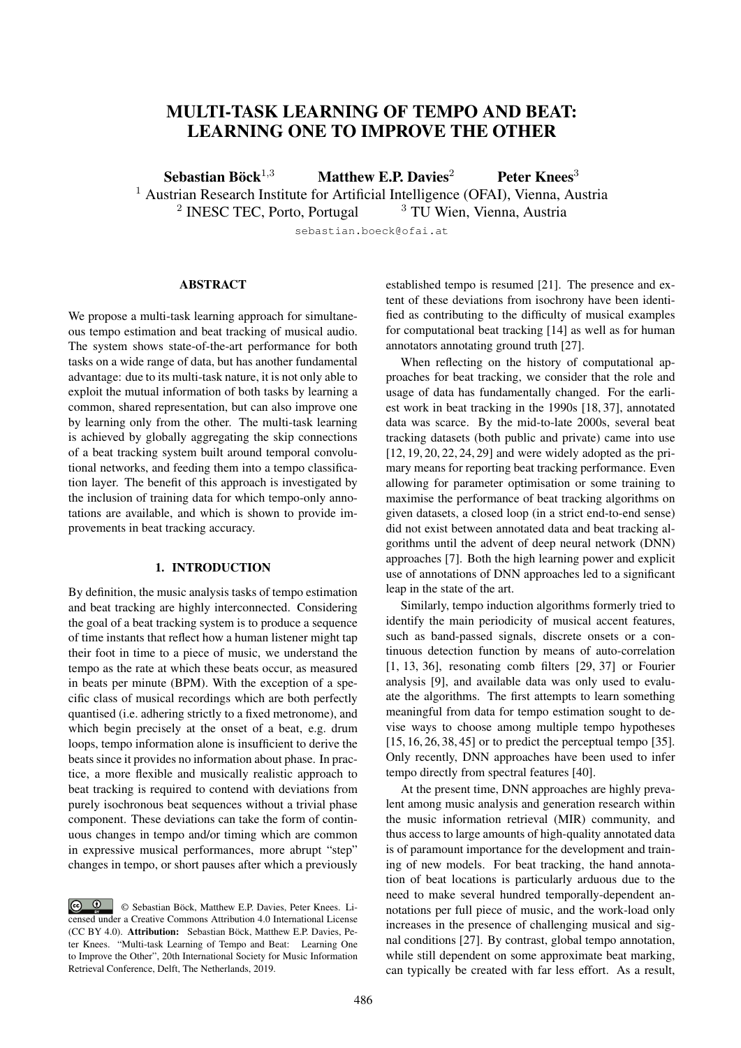# MULTI-TASK LEARNING OF TEMPO AND BEAT: LEARNING ONE TO IMPROVE THE OTHER

**Sebastian Böck**[1,3] **Matthew E.P. Davies**[2] **Peter Knees**[3]

[1] Austrian Research Institute for Artificial Intelligence (OFAI), Vienna, Austria
[2] INESC TEC, Porto, Portugal [3] TU Wien, Vienna, Austria

sebastian.boeck@ofai.at

## ABSTRACT

We propose a multi-task learning approach for simultaneous tempo estimation and beat tracking of musical audio. The system shows state-of-the-art performance for both tasks on a wide range of data, but has another fundamental advantage: due to its multi-task nature, it is not only able to exploit the mutual information of both tasks by learning a common, shared representation, but can also improve one by learning only from the other. The multi-task learning is achieved by globally aggregating the skip connections of a beat tracking system built around temporal convolutional networks, and feeding them into a tempo classification layer. The benefit of this approach is investigated by the inclusion of training data for which tempo-only annotations are available, and which is shown to provide improvements in beat tracking accuracy.

## 1. INTRODUCTION

By definition, the music analysis tasks of tempo estimation and beat tracking are highly interconnected. Considering the goal of a beat tracking system is to produce a sequence of time instants that reflect how a human listener might tap their foot in time to a piece of music, we understand the tempo as the rate at which these beats occur, as measured in beats per minute (BPM). With the exception of a specific class of musical recordings which are both perfectly quantised (i.e. adhering strictly to a fixed metronome), and which begin precisely at the onset of a beat, e.g. drum loops, tempo information alone is insufficient to derive the beats since it provides no information about phase. In practice, a more flexible and musically realistic approach to beat tracking is required to contend with deviations from purely isochronous beat sequences without a trivial phase component. These deviations can take the form of continuous changes in tempo and/or timing which are common in expressive musical performances, more abrupt "step" changes in tempo, or short pauses after which a previously established tempo is resumed [21]. The presence and extent of these deviations from isochrony have been identified as contributing to the difficulty of musical examples for computational beat tracking [14] as well as for human annotators annotating ground truth [27].

When reflecting on the history of computational approaches for beat tracking, we consider that the role and usage of data has fundamentally changed. For the earliest work in beat tracking in the 1990s [18, 37], annotated data was scarce. By the mid-to-late 2000s, several beat tracking datasets (both public and private) came into use [12, 19, 20, 22, 24, 29] and were widely adopted as the primary means for reporting beat tracking performance. Even allowing for parameter optimisation or some training to maximise the performance of beat tracking algorithms on given datasets, a closed loop (in a strict end-to-end sense) did not exist between annotated data and beat tracking algorithms until the advent of deep neural network (DNN) approaches [7]. Both the high learning power and explicit use of annotations of DNN approaches led to a significant leap in the state of the art.

Similarly, tempo induction algorithms formerly tried to identify the main periodicity of musical accent features, such as band-passed signals, discrete onsets or a continuous detection function by means of auto-correlation [1, 13, 36], resonating comb filters [29, 37] or Fourier analysis [9], and available data was only used to evaluate the algorithms. The first attempts to learn something meaningful from data for tempo estimation sought to devise ways to choose among multiple tempo hypotheses [15, 16, 26, 38, 45] or to predict the perceptual tempo [35]. Only recently, DNN approaches have been used to infer tempo directly from spectral features [40].

At the present time, DNN approaches are highly prevalent among music analysis and generation research within the music information retrieval (MIR) community, and thus access to large amounts of high-quality annotated data is of paramount importance for the development and training of new models. For beat tracking, the hand annotation of beat locations is particularly arduous due to the need to make several hundred temporally-dependent annotations per full piece of music, and the work-load only increases in the presence of challenging musical and signal conditions [27]. By contrast, global tempo annotation, while still dependent on some approximate beat marking, can typically be created with far less effort. As a result,

© Sebastian Böck, Matthew E.P. Davies, Peter Knees. Licensed under a Creative Commons Attribution 4.0 International License (CC BY 4.0). **Attribution:** Sebastian Böck, Matthew E.P. Davies, Peter Knees. "Multi-task Learning of Tempo and Beat: Learning One to Improve the Other", 20th International Society for Music Information Retrieval Conference, Delft, The Netherlands, 2019.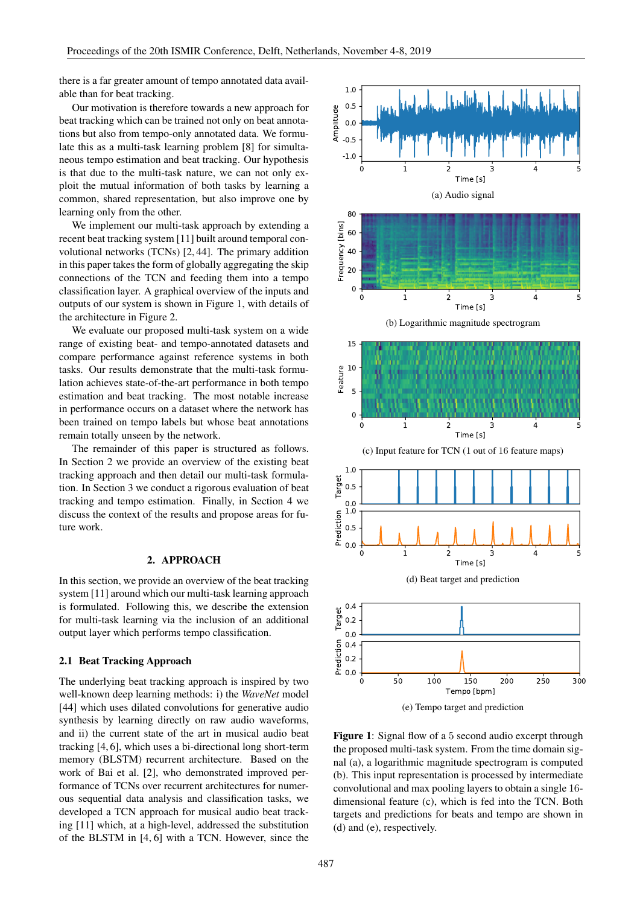there is a far greater amount of tempo annotated data available than for beat tracking.

Our motivation is therefore towards a new approach for beat tracking which can be trained not only on beat annotations but also from tempo-only annotated data. We formulate this as a multi-task learning problem [8] for simultaneous tempo estimation and beat tracking. Our hypothesis is that due to the multi-task nature, we can not only exploit the mutual information of both tasks by learning a common, shared representation, but also improve one by learning only from the other.

We implement our multi-task approach by extending a recent beat tracking system [11] built around temporal convolutional networks (TCNs) [2, 44]. The primary addition in this paper takes the form of globally aggregating the skip connections of the TCN and feeding them into a tempo classification layer. A graphical overview of the inputs and outputs of our system is shown in Figure 1, with details of the architecture in Figure 2.

We evaluate our proposed multi-task system on a wide range of existing beat- and tempo-annotated datasets and compare performance against reference systems in both tasks. Our results demonstrate that the multi-task formulation achieves state-of-the-art performance in both tempo estimation and beat tracking. The most notable increase in performance occurs on a dataset where the network has been trained on tempo labels but whose beat annotations remain totally unseen by the network.

The remainder of this paper is structured as follows. In Section 2 we provide an overview of the existing beat tracking approach and then detail our multi-task formulation. In Section 3 we conduct a rigorous evaluation of beat tracking and tempo estimation. Finally, in Section 4 we discuss the context of the results and propose areas for future work.

## 2. APPROACH

In this section, we provide an overview of the beat tracking system [11] around which our multi-task learning approach is formulated. Following this, we describe the extension for multi-task learning via the inclusion of an additional output layer which performs tempo classification.

### 2.1 Beat Tracking Approach

The underlying beat tracking approach is inspired by two well-known deep learning methods: i) the *WaveNet* model [44] which uses dilated convolutions for generative audio synthesis by learning directly on raw audio waveforms, and ii) the current state of the art in musical audio beat tracking [4, 6], which uses a bi-directional long short-term memory (BLSTM) recurrent architecture. Based on the work of Bai et al. [2], who demonstrated improved performance of TCNs over recurrent architectures for numerous sequential data analysis and classification tasks, we developed a TCN approach for musical audio beat tracking [11] which, at a high-level, addressed the substitution of the BLSTM in [4, 6] with a TCN. However, since the

(a) Audio signal

(b) Logarithmic magnitude spectrogram

(c) Input feature for TCN (1 out of 16 feature maps)

(d) Beat target and prediction

(e) Tempo target and prediction

**Figure 1**: Signal flow of a 5 second audio excerpt through the proposed multi-task system. From the time domain signal (a), a logarithmic magnitude spectrogram is computed (b). This input representation is processed by intermediate convolutional and max pooling layers to obtain a single 16-dimensional feature (c), which is fed into the TCN. Both targets and predictions for beats and tempo are shown in (d) and (e), respectively.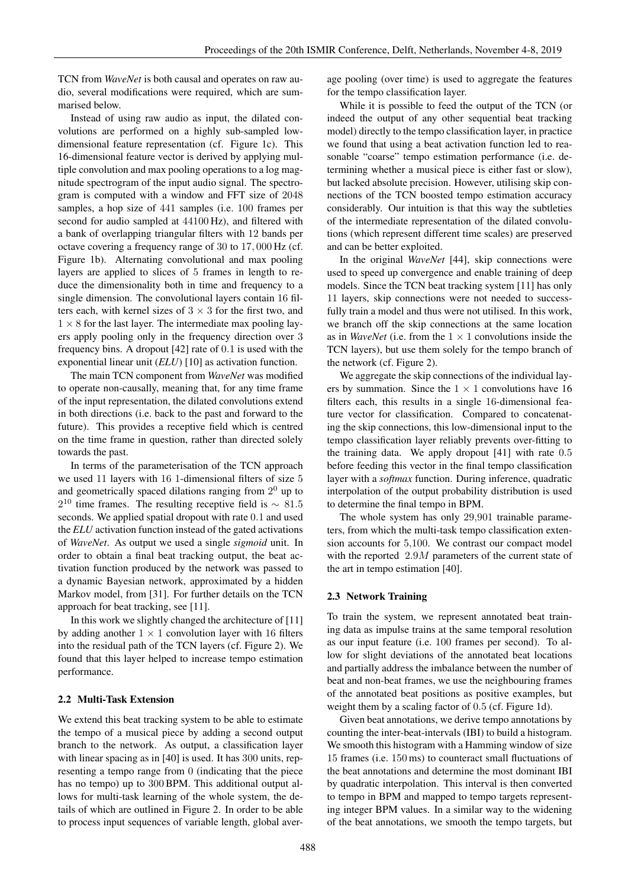TCN from *WaveNet* is both causal and operates on raw audio, several modifications were required, which are summarised below.

Instead of using raw audio as input, the dilated convolutions are performed on a highly sub-sampled low-dimensional feature representation (cf. Figure 1c). This 16-dimensional feature vector is derived by applying multiple convolution and max pooling operations to a log magnitude spectrogram of the input audio signal. The spectrogram is computed with a window and FFT size of 2048 samples, a hop size of 441 samples (i.e. 100 frames per second for audio sampled at 44100 Hz), and filtered with a bank of overlapping triangular filters with 12 bands per octave covering a frequency range of 30 to 17,000 Hz (cf. Figure 1b). Alternating convolutional and max pooling layers are applied to slices of 5 frames in length to reduce the dimensionality both in time and frequency to a single dimension. The convolutional layers contain 16 filters each, with kernel sizes of $3 \times 3$ for the first two, and $1 \times 8$ for the last layer. The intermediate max pooling layers apply pooling only in the frequency direction over 3 frequency bins. A dropout [42] rate of 0.1 is used with the exponential linear unit (*ELU*) [10] as activation function.

The main TCN component from *WaveNet* was modified to operate non-causally, meaning that, for any time frame of the input representation, the dilated convolutions extend in both directions (i.e. back to the past and forward to the future). This provides a receptive field which is centred on the time frame in question, rather than directed solely towards the past.

In terms of the parameterisation of the TCN approach we used 11 layers with 16 1-dimensional filters of size 5 and geometrically spaced dilations ranging from $2^0$ up to $2^{10}$ time frames. The resulting receptive field is $\sim$ 81.5 seconds. We applied spatial dropout with rate 0.1 and used the *ELU* activation function instead of the gated activations of *WaveNet*. As output we used a single *sigmoid* unit. In order to obtain a final beat tracking output, the beat activation function produced by the network was passed to a dynamic Bayesian network, approximated by a hidden Markov model, from [31]. For further details on the TCN approach for beat tracking, see [11].

In this work we slightly changed the architecture of [11] by adding another $1 \times 1$ convolution layer with 16 filters into the residual path of the TCN layers (cf. Figure 2). We found that this layer helped to increase tempo estimation performance.

### 2.2 Multi-Task Extension

We extend this beat tracking system to be able to estimate the tempo of a musical piece by adding a second output branch to the network. As output, a classification layer with linear spacing as in [40] is used. It has 300 units, representing a tempo range from 0 (indicating that the piece has no tempo) up to 300 BPM. This additional output allows for multi-task learning of the whole system, the details of which are outlined in Figure 2. In order to be able to process input sequences of variable length, global average pooling (over time) is used to aggregate the features for the tempo classification layer.

While it is possible to feed the output of the TCN (or indeed the output of any other sequential beat tracking model) directly to the tempo classification layer, in practice we found that using a beat activation function led to reasonable "coarse" tempo estimation performance (i.e. determining whether a musical piece is either fast or slow), but lacked absolute precision. However, utilising skip connections of the TCN boosted tempo estimation accuracy considerably. Our intuition is that this way the subtleties of the intermediate representation of the dilated convolutions (which represent different time scales) are preserved and can be better exploited.

In the original *WaveNet* [44], skip connections were used to speed up convergence and enable training of deep models. Since the TCN beat tracking system [11] has only 11 layers, skip connections were not needed to successfully train a model and thus were not utilised. In this work, we branch off the skip connections at the same location as in *WaveNet* (i.e. from the $1 \times 1$ convolutions inside the TCN layers), but use them solely for the tempo branch of the network (cf. Figure 2).

We aggregate the skip connections of the individual layers by summation. Since the $1 \times 1$ convolutions have 16 filters each, this results in a single 16-dimensional feature vector for classification. Compared to concatenating the skip connections, this low-dimensional input to the tempo classification layer reliably prevents over-fitting to the training data. We apply dropout [41] with rate 0.5 before feeding this vector in the final tempo classification layer with a *softmax* function. During inference, quadratic interpolation of the output probability distribution is used to determine the final tempo in BPM.

The whole system has only 29,901 trainable parameters, from which the multi-task tempo classification extension accounts for 5,100. We contrast our compact model with the reported $2.9M$ parameters of the current state of the art in tempo estimation [40].

### 2.3 Network Training

To train the system, we represent annotated beat training data as impulse trains at the same temporal resolution as our input feature (i.e. 100 frames per second). To allow for slight deviations of the annotated beat locations and partially address the imbalance between the number of beat and non-beat frames, we use the neighbouring frames of the annotated beat positions as positive examples, but weight them by a scaling factor of 0.5 (cf. Figure 1d).

Given beat annotations, we derive tempo annotations by counting the inter-beat-intervals (IBI) to build a histogram. We smooth this histogram with a Hamming window of size 15 frames (i.e. 150 ms) to counteract small fluctuations of the beat annotations and determine the most dominant IBI by quadratic interpolation. This interval is then converted to tempo in BPM and mapped to tempo targets representing integer BPM values. In a similar way to the widening of the beat annotations, we smooth the tempo targets, but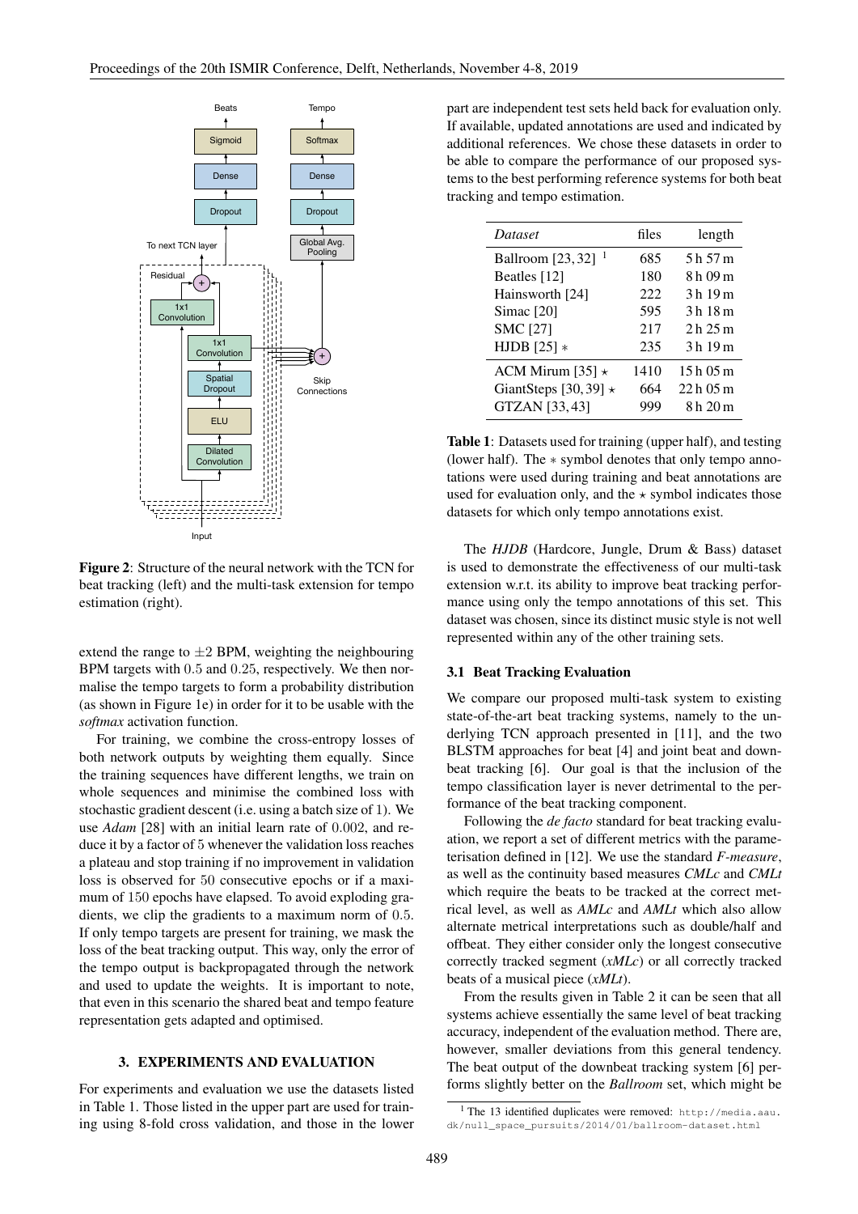Figure 2: Structure of the neural network with the TCN for beat tracking (left) and the multi-task extension for tempo estimation (right).

extend the range to $\pm 2$ BPM, weighting the neighbouring BPM targets with $0.5$ and $0.25$, respectively. We then normalise the tempo targets to form a probability distribution (as shown in Figure 1e) in order for it to be usable with the *softmax* activation function.

For training, we combine the cross-entropy losses of both network outputs by weighting them equally. Since the training sequences have different lengths, we train on whole sequences and minimise the combined loss with stochastic gradient descent (i.e. using a batch size of $1$). We use *Adam* [28] with an initial learn rate of $0.002$, and reduce it by a factor of $5$ whenever the validation loss reaches a plateau and stop training if no improvement in validation loss is observed for $50$ consecutive epochs or if a maximum of $150$ epochs have elapsed. To avoid exploding gradients, we clip the gradients to a maximum norm of $0.5$. If only tempo targets are present for training, we mask the loss of the beat tracking output. This way, only the error of the tempo output is backpropagated through the network and used to update the weights. It is important to note, that even in this scenario the shared beat and tempo feature representation gets adapted and optimised.

## 3. EXPERIMENTS AND EVALUATION

For experiments and evaluation we use the datasets listed in Table 1. Those listed in the upper part are used for training using 8-fold cross validation, and those in the lower part are independent test sets held back for evaluation only. If available, updated annotations are used and indicated by additional references. We chose these datasets in order to be able to compare the performance of our proposed systems to the best performing reference systems for both beat tracking and tempo estimation.

| *Dataset* | files | length |
|---|---|---|
| Ballroom [23, 32] [1] | 685 | 5 h 57 m |
| Beatles [12] | 180 | 8 h 09 m |
| Hainsworth [24] | 222 | 3 h 19 m |
| Simac [20] | 595 | 3 h 18 m |
| SMC [27] | 217 | 2 h 25 m |
| HJDB [25] $*$ | 235 | 3 h 19 m |
| ACM Mirum [35] $\star$ | 1410 | 15 h 05 m |
| GiantSteps [30, 39] $\star$ | 664 | 22 h 05 m |
| GTZAN [33, 43] | 999 | 8 h 20 m |

**Table 1**: Datasets used for training (upper half), and testing (lower half). The $*$ symbol denotes that only tempo annotations were used during training and beat annotations are used for evaluation only, and the $\star$ symbol indicates those datasets for which only tempo annotations exist.

The *HJDB* (Hardcore, Jungle, Drum & Bass) dataset is used to demonstrate the effectiveness of our multi-task extension w.r.t. its ability to improve beat tracking performance using only the tempo annotations of this set. This dataset was chosen, since its distinct music style is not well represented within any of the other training sets.

### 3.1 Beat Tracking Evaluation

We compare our proposed multi-task system to existing state-of-the-art beat tracking systems, namely to the underlying TCN approach presented in [11], and the two BLSTM approaches for beat [4] and joint beat and downbeat tracking [6]. Our goal is that the inclusion of the tempo classification layer is never detrimental to the performance of the beat tracking component.

Following the *de facto* standard for beat tracking evaluation, we report a set of different metrics with the parameterisation defined in [12]. We use the standard *F-measure*, as well as the continuity based measures *CMLc* and *CMLt* which require the beats to be tracked at the correct metrical level, as well as *AMLc* and *AMLt* which also allow alternate metrical interpretations such as double/half and offbeat. They either consider only the longest consecutive correctly tracked segment (*xMLc*) or all correctly tracked beats of a musical piece (*xMLt*).

From the results given in Table 2 it can be seen that all systems achieve essentially the same level of beat tracking accuracy, independent of the evaluation method. There are, however, smaller deviations from this general tendency. The beat output of the downbeat tracking system [6] performs slightly better on the *Ballroom* set, which might be

[1] The 13 identified duplicates were removed: http://media.aau.dk/null_space_pursuits/2014/01/ballroom-dataset.html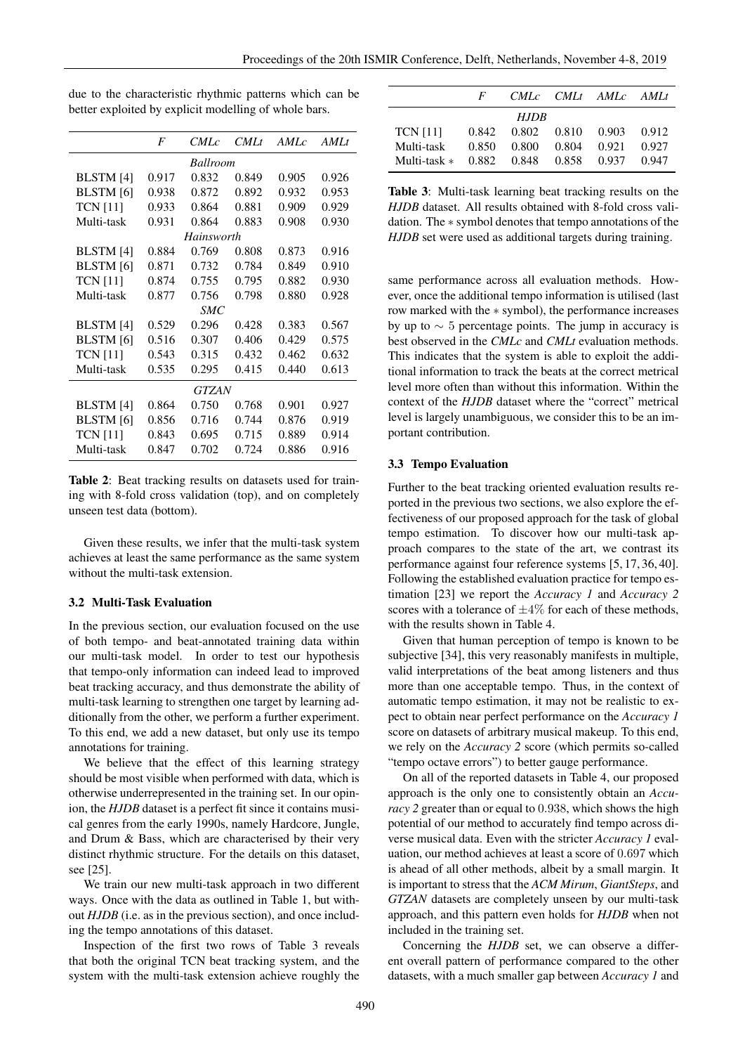due to the characteristic rhythmic patterns which can be better exploited by explicit modelling of whole bars.

| | *F* | *CMLc* | *CMLt* | *AMLc* | *AMLt* |
|---|---|---|---|---|---|
| | | *Ballroom* | | | |
| BLSTM [4] | 0.917 | 0.832 | 0.849 | 0.905 | 0.926 |
| BLSTM [6] | 0.938 | 0.872 | 0.892 | 0.932 | 0.953 |
| TCN [11] | 0.933 | 0.864 | 0.881 | 0.909 | 0.929 |
| Multi-task | 0.931 | 0.864 | 0.883 | 0.908 | 0.930 |
| | | *Hainsworth* | | | |
| BLSTM [4] | 0.884 | 0.769 | 0.808 | 0.873 | 0.916 |
| BLSTM [6] | 0.871 | 0.732 | 0.784 | 0.849 | 0.910 |
| TCN [11] | 0.874 | 0.755 | 0.795 | 0.882 | 0.930 |
| Multi-task | 0.877 | 0.756 | 0.798 | 0.880 | 0.928 |
| | | *SMC* | | | |
| BLSTM [4] | 0.529 | 0.296 | 0.428 | 0.383 | 0.567 |
| BLSTM [6] | 0.516 | 0.307 | 0.406 | 0.429 | 0.575 |
| TCN [11] | 0.543 | 0.315 | 0.432 | 0.462 | 0.632 |
| Multi-task | 0.535 | 0.295 | 0.415 | 0.440 | 0.613 |
| | | *GTZAN* | | | |
| BLSTM [4] | 0.864 | 0.750 | 0.768 | 0.901 | 0.927 |
| BLSTM [6] | 0.856 | 0.716 | 0.744 | 0.876 | 0.919 |
| TCN [11] | 0.843 | 0.695 | 0.715 | 0.889 | 0.914 |
| Multi-task | 0.847 | 0.702 | 0.724 | 0.886 | 0.916 |

**Table 2**: Beat tracking results on datasets used for training with 8-fold cross validation (top), and on completely unseen test data (bottom).

Given these results, we infer that the multi-task system achieves at least the same performance as the same system without the multi-task extension.

### 3.2 Multi-Task Evaluation

In the previous section, our evaluation focused on the use of both tempo- and beat-annotated training data within our multi-task model. In order to test our hypothesis that tempo-only information can indeed lead to improved beat tracking accuracy, and thus demonstrate the ability of multi-task learning to strengthen one target by learning additionally from the other, we perform a further experiment. To this end, we add a new dataset, but only use its tempo annotations for training.

We believe that the effect of this learning strategy should be most visible when performed with data, which is otherwise underrepresented in the training set. In our opinion, the *HJDB* dataset is a perfect fit since it contains musical genres from the early 1990s, namely Hardcore, Jungle, and Drum & Bass, which are characterised by their very distinct rhythmic structure. For the details on this dataset, see [25].

We train our new multi-task approach in two different ways. Once with the data as outlined in Table 1, but without *HJDB* (i.e. as in the previous section), and once including the tempo annotations of this dataset.

Inspection of the first two rows of Table 3 reveals that both the original TCN beat tracking system, and the system with the multi-task extension achieve roughly the same performance across all evaluation methods. However, once the additional tempo information is utilised (last row marked with the $*$ symbol), the performance increases by up to $\sim 5$ percentage points. The jump in accuracy is best observed in the *CMLc* and *CMLt* evaluation methods. This indicates that the system is able to exploit the additional information to track the beats at the correct metrical level more often than without this information. Within the context of the *HJDB* dataset where the "correct" metrical level is largely unambiguous, we consider this to be an important contribution.

| | *F* | *CMLc* | *CMLt* | *AMLc* | *AMLt* |
|---|---|---|---|---|---|
| | | *HJDB* | | | |
| TCN [11] | 0.842 | 0.802 | 0.810 | 0.903 | 0.912 |
| Multi-task | 0.850 | 0.800 | 0.804 | 0.921 | 0.927 |
| Multi-task $*$ | 0.882 | 0.848 | 0.858 | 0.937 | 0.947 |

**Table 3**: Multi-task learning beat tracking results on the *HJDB* dataset. All results obtained with 8-fold cross validation. The $*$ symbol denotes that tempo annotations of the *HJDB* set were used as additional targets during training.

### 3.3 Tempo Evaluation

Further to the beat tracking oriented evaluation results reported in the previous two sections, we also explore the effectiveness of our proposed approach for the task of global tempo estimation. To discover how our multi-task approach compares to the state of the art, we contrast its performance against four reference systems [5, 17, 36, 40]. Following the established evaluation practice for tempo estimation [23] we report the *Accuracy 1* and *Accuracy 2* scores with a tolerance of $\pm 4\%$ for each of these methods, with the results shown in Table 4.

Given that human perception of tempo is known to be subjective [34], this very reasonably manifests in multiple, valid interpretations of the beat among listeners and thus more than one acceptable tempo. Thus, in the context of automatic tempo estimation, it may not be realistic to expect to obtain near perfect performance on the *Accuracy 1* score on datasets of arbitrary musical makeup. To this end, we rely on the *Accuracy 2* score (which permits so-called "tempo octave errors") to better gauge performance.

On all of the reported datasets in Table 4, our proposed approach is the only one to consistently obtain an *Accuracy 2* greater than or equal to 0.938, which shows the high potential of our method to accurately find tempo across diverse musical data. Even with the stricter *Accuracy 1* evaluation, our method achieves at least a score of 0.697 which is ahead of all other methods, albeit by a small margin. It is important to stress that the *ACM Mirum*, *GiantSteps*, and *GTZAN* datasets are completely unseen by our multi-task approach, and this pattern even holds for *HJDB* when not included in the training set.

Concerning the *HJDB* set, we can observe a different overall pattern of performance compared to the other datasets, with a much smaller gap between *Accuracy 1* and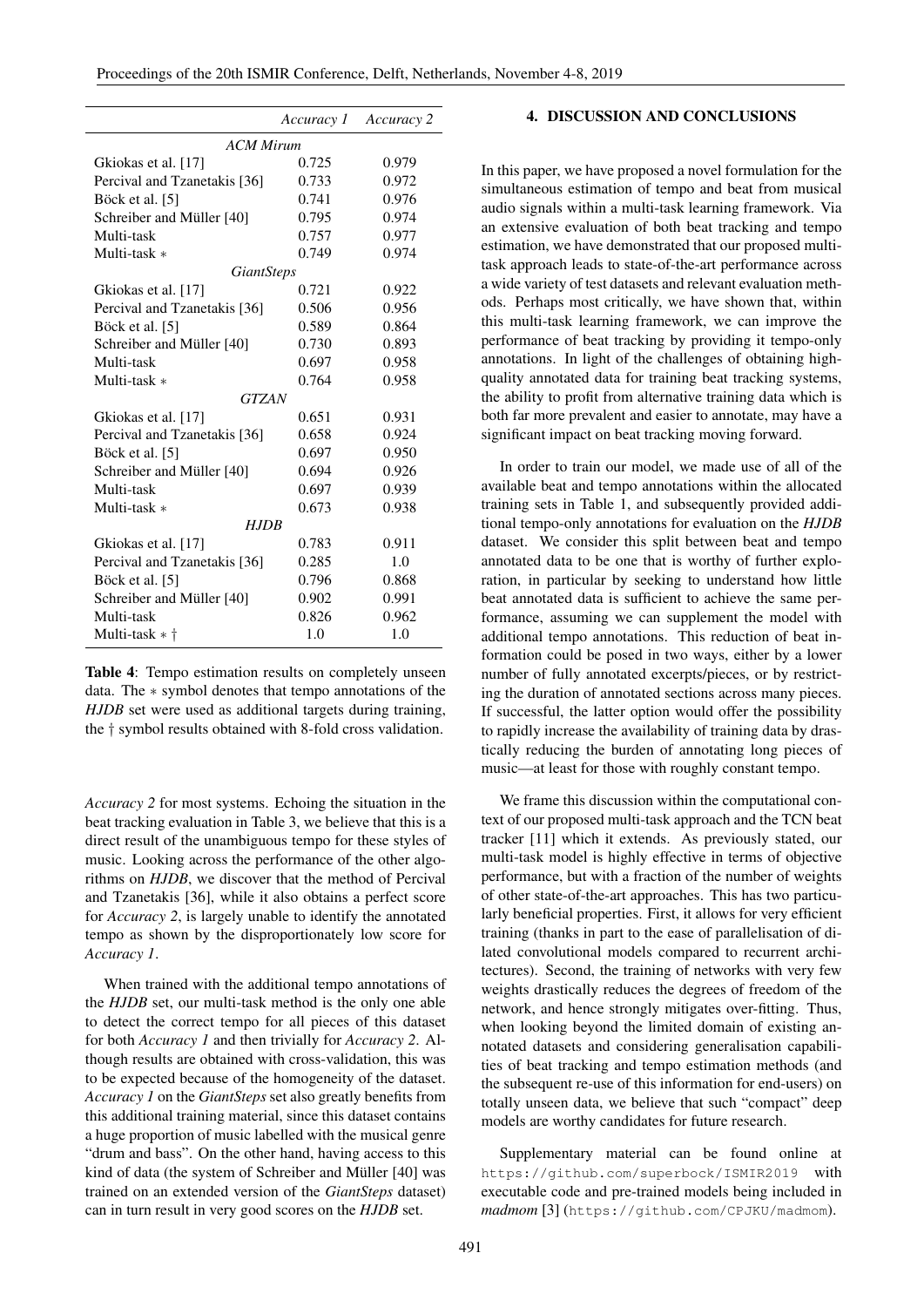| | *Accuracy 1* | *Accuracy 2* |
|---|---|---|
| *ACM Mirum* | | |
| Gkiokas et al. [17] | 0.725 | 0.979 |
| Percival and Tzanetakis [36] | 0.733 | 0.972 |
| Böck et al. [5] | 0.741 | 0.976 |
| Schreiber and Müller [40] | 0.795 | 0.974 |
| Multi-task | 0.757 | 0.977 |
| Multi-task $*$ | 0.749 | 0.974 |
| *GiantSteps* | | |
| Gkiokas et al. [17] | 0.721 | 0.922 |
| Percival and Tzanetakis [36] | 0.506 | 0.956 |
| Böck et al. [5] | 0.589 | 0.864 |
| Schreiber and Müller [40] | 0.730 | 0.893 |
| Multi-task | 0.697 | 0.958 |
| Multi-task $*$ | 0.764 | 0.958 |
| *GTZAN* | | |
| Gkiokas et al. [17] | 0.651 | 0.931 |
| Percival and Tzanetakis [36] | 0.658 | 0.924 |
| Böck et al. [5] | 0.697 | 0.950 |
| Schreiber and Müller [40] | 0.694 | 0.926 |
| Multi-task | 0.697 | 0.939 |
| Multi-task $*$ | 0.673 | 0.938 |
| *HJDB* | | |
| Gkiokas et al. [17] | 0.783 | 0.911 |
| Percival and Tzanetakis [36] | 0.285 | 1.0 |
| Böck et al. [5] | 0.796 | 0.868 |
| Schreiber and Müller [40] | 0.902 | 0.991 |
| Multi-task | 0.826 | 0.962 |
| Multi-task $*$ † | 1.0 | 1.0 |

**Table 4**: Tempo estimation results on completely unseen data. The $*$ symbol denotes that tempo annotations of the *HJDB* set were used as additional targets during training, the † symbol results obtained with 8-fold cross validation.

*Accuracy 2* for most systems. Echoing the situation in the beat tracking evaluation in Table 3, we believe that this is a direct result of the unambiguous tempo for these styles of music. Looking across the performance of the other algorithms on *HJDB*, we discover that the method of Percival and Tzanetakis [36], while it also obtains a perfect score for *Accuracy 2*, is largely unable to identify the annotated tempo as shown by the disproportionately low score for *Accuracy 1*.

When trained with the additional tempo annotations of the *HJDB* set, our multi-task method is the only one able to detect the correct tempo for all pieces of this dataset for both *Accuracy 1* and then trivially for *Accuracy 2*. Although results are obtained with cross-validation, this was to be expected because of the homogeneity of the dataset. *Accuracy 1* on the *GiantSteps* set also greatly benefits from this additional training material, since this dataset contains a huge proportion of music labelled with the musical genre "drum and bass". On the other hand, having access to this kind of data (the system of Schreiber and Müller [40] was trained on an extended version of the *GiantSteps* dataset) can in turn result in very good scores on the *HJDB* set.

## 4. DISCUSSION AND CONCLUSIONS

In this paper, we have proposed a novel formulation for the simultaneous estimation of tempo and beat from musical audio signals within a multi-task learning framework. Via an extensive evaluation of both beat tracking and tempo estimation, we have demonstrated that our proposed multi-task approach leads to state-of-the-art performance across a wide variety of test datasets and relevant evaluation methods. Perhaps most critically, we have shown that, within this multi-task learning framework, we can improve the performance of beat tracking by providing it tempo-only annotations. In light of the challenges of obtaining high-quality annotated data for training beat tracking systems, the ability to profit from alternative training data which is both far more prevalent and easier to annotate, may have a significant impact on beat tracking moving forward.

In order to train our model, we made use of all of the available beat and tempo annotations within the allocated training sets in Table 1, and subsequently provided additional tempo-only annotations for evaluation on the *HJDB* dataset. We consider this split between beat and tempo annotated data to be one that is worthy of further exploration, in particular by seeking to understand how little beat annotated data is sufficient to achieve the same performance, assuming we can supplement the model with additional tempo annotations. This reduction of beat information could be posed in two ways, either by a lower number of fully annotated excerpts/pieces, or by restricting the duration of annotated sections across many pieces. If successful, the latter option would offer the possibility to rapidly increase the availability of training data by drastically reducing the burden of annotating long pieces of music—at least for those with roughly constant tempo.

We frame this discussion within the computational context of our proposed multi-task approach and the TCN beat tracker [11] which it extends. As previously stated, our multi-task model is highly effective in terms of objective performance, but with a fraction of the number of weights of other state-of-the-art approaches. This has two particularly beneficial properties. First, it allows for very efficient training (thanks in part to the ease of parallelisation of dilated convolutional models compared to recurrent architectures). Second, the training of networks with very few weights drastically reduces the degrees of freedom of the network, and hence strongly mitigates over-fitting. Thus, when looking beyond the limited domain of existing annotated datasets and considering generalisation capabilities of beat tracking and tempo estimation methods (and the subsequent re-use of this information for end-users) on totally unseen data, we believe that such "compact" deep models are worthy candidates for future research.

Supplementary material can be found online at `https://github.com/superbock/ISMIR2019` with executable code and pre-trained models being included in *madmom* [3] (`https://github.com/CPJKU/madmom`).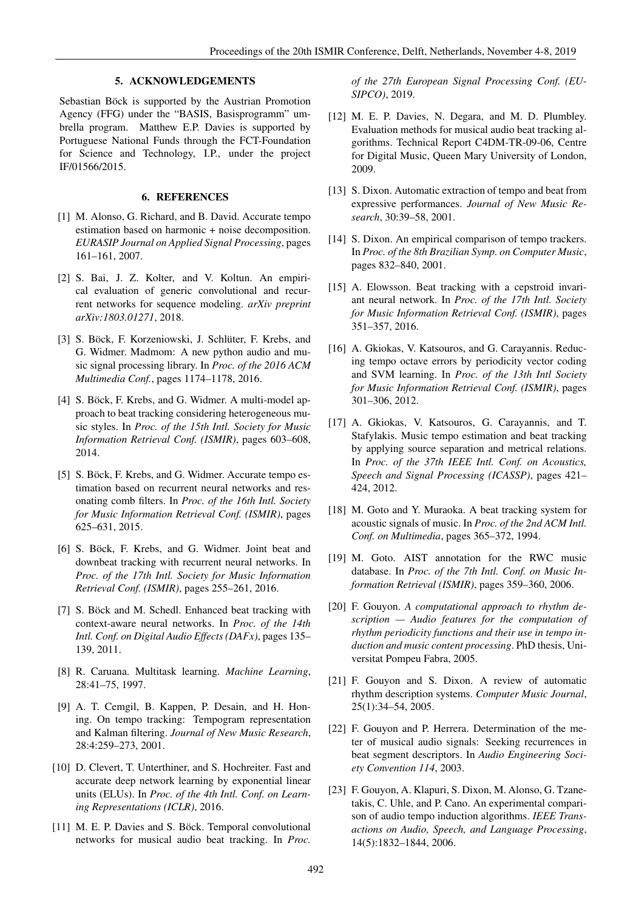## 5. ACKNOWLEDGEMENTS

Sebastian Böck is supported by the Austrian Promotion Agency (FFG) under the "BASIS, Basisprogramm" umbrella program. Matthew E.P. Davies is supported by Portuguese National Funds through the FCT-Foundation for Science and Technology, I.P., under the project IF/01566/2015.

## 6. REFERENCES

[1] M. Alonso, G. Richard, and B. David. Accurate tempo estimation based on harmonic + noise decomposition. *EURASIP Journal on Applied Signal Processing*, pages 161–161, 2007.

[2] S. Bai, J. Z. Kolter, and V. Koltun. An empirical evaluation of generic convolutional and recurrent networks for sequence modeling. *arXiv preprint arXiv:1803.01271*, 2018.

[3] S. Böck, F. Korzeniowski, J. Schlüter, F. Krebs, and G. Widmer. Madmom: A new python audio and music signal processing library. In *Proc. of the 2016 ACM Multimedia Conf.*, pages 1174–1178, 2016.

[4] S. Böck, F. Krebs, and G. Widmer. A multi-model approach to beat tracking considering heterogeneous music styles. In *Proc. of the 15th Intl. Society for Music Information Retrieval Conf. (ISMIR)*, pages 603–608, 2014.

[5] S. Böck, F. Krebs, and G. Widmer. Accurate tempo estimation based on recurrent neural networks and resonating comb filters. In *Proc. of the 16th Intl. Society for Music Information Retrieval Conf. (ISMIR)*, pages 625–631, 2015.

[6] S. Böck, F. Krebs, and G. Widmer. Joint beat and downbeat tracking with recurrent neural networks. In *Proc. of the 17th Intl. Society for Music Information Retrieval Conf. (ISMIR)*, pages 255–261, 2016.

[7] S. Böck and M. Schedl. Enhanced beat tracking with context-aware neural networks. In *Proc. of the 14th Intl. Conf. on Digital Audio Effects (DAFx)*, pages 135–139, 2011.

[8] R. Caruana. Multitask learning. *Machine Learning*, 28:41–75, 1997.

[9] A. T. Cemgil, B. Kappen, P. Desain, and H. Honing. On tempo tracking: Tempogram representation and Kalman filtering. *Journal of New Music Research*, 28:4:259–273, 2001.

[10] D. Clevert, T. Unterthiner, and S. Hochreiter. Fast and accurate deep network learning by exponential linear units (ELUs). In *Proc. of the 4th Intl. Conf. on Learning Representations (ICLR)*, 2016.

[11] M. E. P. Davies and S. Böck. Temporal convolutional networks for musical audio beat tracking. In *Proc. of the 27th European Signal Processing Conf. (EUSIPCO)*, 2019.

[12] M. E. P. Davies, N. Degara, and M. D. Plumbley. Evaluation methods for musical audio beat tracking algorithms. Technical Report C4DM-TR-09-06, Centre for Digital Music, Queen Mary University of London, 2009.

[13] S. Dixon. Automatic extraction of tempo and beat from expressive performances. *Journal of New Music Research*, 30:39–58, 2001.

[14] S. Dixon. An empirical comparison of tempo trackers. In *Proc. of the 8th Brazilian Symp. on Computer Music*, pages 832–840, 2001.

[15] A. Elowsson. Beat tracking with a cepstroid invariant neural network. In *Proc. of the 17th Intl. Society for Music Information Retrieval Conf. (ISMIR)*, pages 351–357, 2016.

[16] A. Gkiokas, V. Katsouros, and G. Carayannis. Reducing tempo octave errors by periodicity vector coding and SVM learning. In *Proc. of the 13th Intl Society for Music Information Retrieval Conf. (ISMIR)*, pages 301–306, 2012.

[17] A. Gkiokas, V. Katsouros, G. Carayannis, and T. Stafylakis. Music tempo estimation and beat tracking by applying source separation and metrical relations. In *Proc. of the 37th IEEE Intl. Conf. on Acoustics, Speech and Signal Processing (ICASSP)*, pages 421–424, 2012.

[18] M. Goto and Y. Muraoka. A beat tracking system for acoustic signals of music. In *Proc. of the 2nd ACM Intl. Conf. on Multimedia*, pages 365–372, 1994.

[19] M. Goto. AIST annotation for the RWC music database. In *Proc. of the 7th Intl. Conf. on Music Information Retrieval (ISMIR)*, pages 359–360, 2006.

[20] F. Gouyon. *A computational approach to rhythm description — Audio features for the computation of rhythm periodicity functions and their use in tempo induction and music content processing*. PhD thesis, Universitat Pompeu Fabra, 2005.

[21] F. Gouyon and S. Dixon. A review of automatic rhythm description systems. *Computer Music Journal*, 25(1):34–54, 2005.

[22] F. Gouyon and P. Herrera. Determination of the meter of musical audio signals: Seeking recurrences in beat segment descriptors. In *Audio Engineering Society Convention 114*, 2003.

[23] F. Gouyon, A. Klapuri, S. Dixon, M. Alonso, G. Tzanetakis, C. Uhle, and P. Cano. An experimental comparison of audio tempo induction algorithms. *IEEE Transactions on Audio, Speech, and Language Processing*, 14(5):1832–1844, 2006.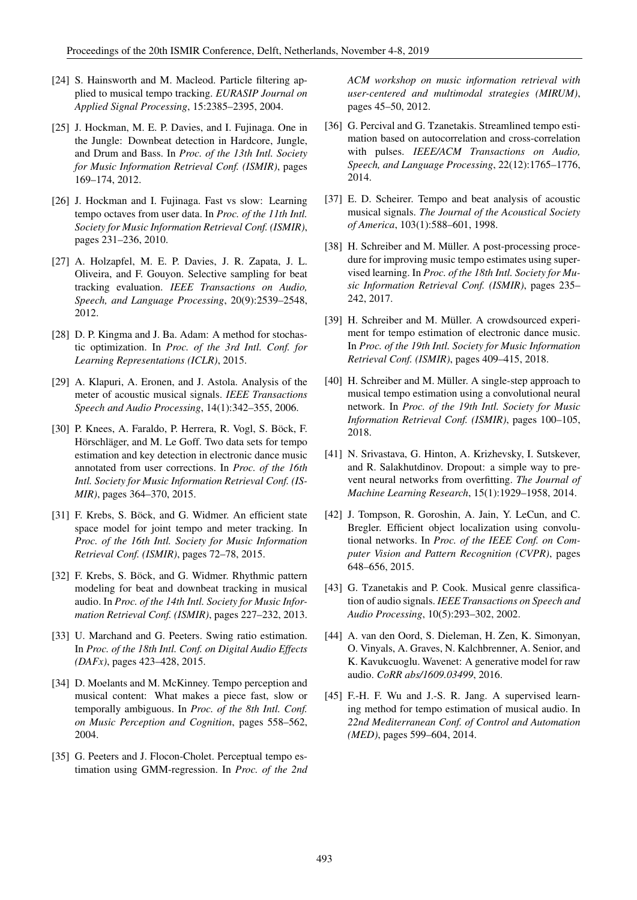[24] S. Hainsworth and M. Macleod. Particle filtering applied to musical tempo tracking. *EURASIP Journal on Applied Signal Processing*, 15:2385–2395, 2004.

[25] J. Hockman, M. E. P. Davies, and I. Fujinaga. One in the Jungle: Downbeat detection in Hardcore, Jungle, and Drum and Bass. In *Proc. of the 13th Intl. Society for Music Information Retrieval Conf. (ISMIR)*, pages 169–174, 2012.

[26] J. Hockman and I. Fujinaga. Fast vs slow: Learning tempo octaves from user data. In *Proc. of the 11th Intl. Society for Music Information Retrieval Conf. (ISMIR)*, pages 231–236, 2010.

[27] A. Holzapfel, M. E. P. Davies, J. R. Zapata, J. L. Oliveira, and F. Gouyon. Selective sampling for beat tracking evaluation. *IEEE Transactions on Audio, Speech, and Language Processing*, 20(9):2539–2548, 2012.

[28] D. P. Kingma and J. Ba. Adam: A method for stochastic optimization. In *Proc. of the 3rd Intl. Conf. for Learning Representations (ICLR)*, 2015.

[29] A. Klapuri, A. Eronen, and J. Astola. Analysis of the meter of acoustic musical signals. *IEEE Transactions Speech and Audio Processing*, 14(1):342–355, 2006.

[30] P. Knees, A. Faraldo, P. Herrera, R. Vogl, S. Böck, F. Hörschläger, and M. Le Goff. Two data sets for tempo estimation and key detection in electronic dance music annotated from user corrections. In *Proc. of the 16th Intl. Society for Music Information Retrieval Conf. (ISMIR)*, pages 364–370, 2015.

[31] F. Krebs, S. Böck, and G. Widmer. An efficient state space model for joint tempo and meter tracking. In *Proc. of the 16th Intl. Society for Music Information Retrieval Conf. (ISMIR)*, pages 72–78, 2015.

[32] F. Krebs, S. Böck, and G. Widmer. Rhythmic pattern modeling for beat and downbeat tracking in musical audio. In *Proc. of the 14th Intl. Society for Music Information Retrieval Conf. (ISMIR)*, pages 227–232, 2013.

[33] U. Marchand and G. Peeters. Swing ratio estimation. In *Proc. of the 18th Intl. Conf. on Digital Audio Effects (DAFx)*, pages 423–428, 2015.

[34] D. Moelants and M. McKinney. Tempo perception and musical content: What makes a piece fast, slow or temporally ambiguous. In *Proc. of the 8th Intl. Conf. on Music Perception and Cognition*, pages 558–562, 2004.

[35] G. Peeters and J. Flocon-Cholet. Perceptual tempo estimation using GMM-regression. In *Proc. of the 2nd ACM workshop on music information retrieval with user-centered and multimodal strategies (MIRUM)*, pages 45–50, 2012.

[36] G. Percival and G. Tzanetakis. Streamlined tempo estimation based on autocorrelation and cross-correlation with pulses. *IEEE/ACM Transactions on Audio, Speech, and Language Processing*, 22(12):1765–1776, 2014.

[37] E. D. Scheirer. Tempo and beat analysis of acoustic musical signals. *The Journal of the Acoustical Society of America*, 103(1):588–601, 1998.

[38] H. Schreiber and M. Müller. A post-processing procedure for improving music tempo estimates using supervised learning. In *Proc. of the 18th Intl. Society for Music Information Retrieval Conf. (ISMIR)*, pages 235–242, 2017.

[39] H. Schreiber and M. Müller. A crowdsourced experiment for tempo estimation of electronic dance music. In *Proc. of the 19th Intl. Society for Music Information Retrieval Conf. (ISMIR)*, pages 409–415, 2018.

[40] H. Schreiber and M. Müller. A single-step approach to musical tempo estimation using a convolutional neural network. In *Proc. of the 19th Intl. Society for Music Information Retrieval Conf. (ISMIR)*, pages 100–105, 2018.

[41] N. Srivastava, G. Hinton, A. Krizhevsky, I. Sutskever, and R. Salakhutdinov. Dropout: a simple way to prevent neural networks from overfitting. *The Journal of Machine Learning Research*, 15(1):1929–1958, 2014.

[42] J. Tompson, R. Goroshin, A. Jain, Y. LeCun, and C. Bregler. Efficient object localization using convolutional networks. In *Proc. of the IEEE Conf. on Computer Vision and Pattern Recognition (CVPR)*, pages 648–656, 2015.

[43] G. Tzanetakis and P. Cook. Musical genre classification of audio signals. *IEEE Transactions on Speech and Audio Processing*, 10(5):293–302, 2002.

[44] A. van den Oord, S. Dieleman, H. Zen, K. Simonyan, O. Vinyals, A. Graves, N. Kalchbrenner, A. Senior, and K. Kavukcuoglu. Wavenet: A generative model for raw audio. *CoRR abs/1609.03499*, 2016.

[45] F.-H. F. Wu and J.-S. R. Jang. A supervised learning method for tempo estimation of musical audio. In *22nd Mediterranean Conf. of Control and Automation (MED)*, pages 599–604, 2014.